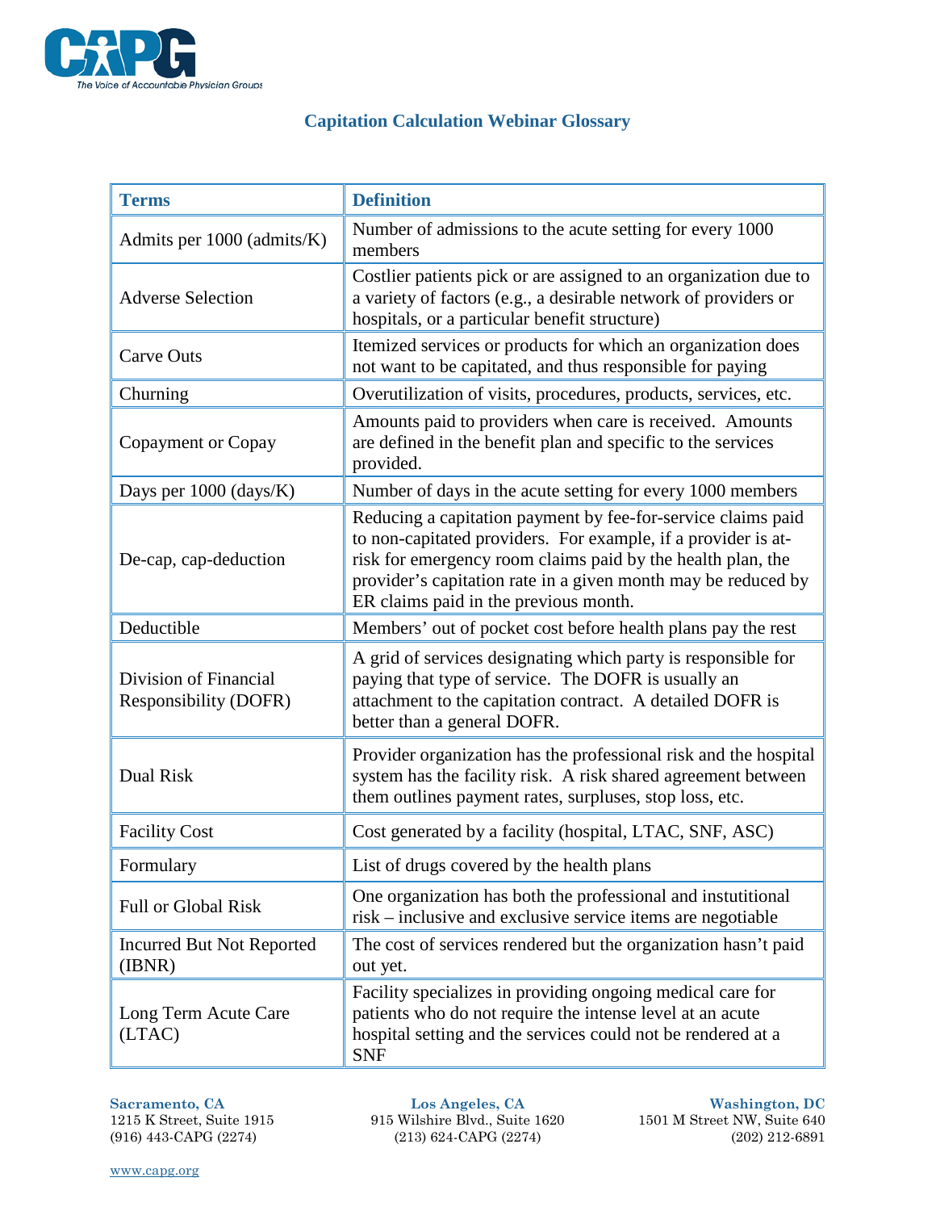# Capitation Calculation Webinar Glossary

| Terms | Definition |
|---|---|
| Admits per 1000 (admits/K) | Number of admissions to the acute setting for every 1000 members |
| Adverse Selection | Costlier patients pick or are assigned to an organization due to a variety of factors (e.g., a desirable network of providers or hospitals, or a particular benefit structure) |
| Carve Outs | Itemized services or products for which an organization does not want to be capitated, and thus responsible for paying |
| Churning | Overutilization of visits, procedures, products, services, etc. |
| Copayment or Copay | Amounts paid to providers when care is received. Amounts are defined in the benefit plan and specific to the services provided. |
| Days per 1000 (days/K) | Number of days in the acute setting for every 1000 members |
| De-cap, cap-deduction | Reducing a capitation payment by fee-for-service claims paid to non-capitated providers. For example, if a provider is at-risk for emergency room claims paid by the health plan, the provider's capitation rate in a given month may be reduced by ER claims paid in the previous month. |
| Deductible | Members' out of pocket cost before health plans pay the rest |
| Division of Financial Responsibility (DOFR) | A grid of services designating which party is responsible for paying that type of service. The DOFR is usually an attachment to the capitation contract. A detailed DOFR is better than a general DOFR. |
| Dual Risk | Provider organization has the professional risk and the hospital system has the facility risk. A risk shared agreement between them outlines payment rates, surpluses, stop loss, etc. |
| Facility Cost | Cost generated by a facility (hospital, LTAC, SNF, ASC) |
| Formulary | List of drugs covered by the health plans |
| Full or Global Risk | One organization has both the professional and instutitional risk – inclusive and exclusive service items are negotiable |
| Incurred But Not Reported (IBNR) | The cost of services rendered but the organization hasn't paid out yet. |
| Long Term Acute Care (LTAC) | Facility specializes in providing ongoing medical care for patients who do not require the intense level at an acute hospital setting and the services could not be rendered at a SNF |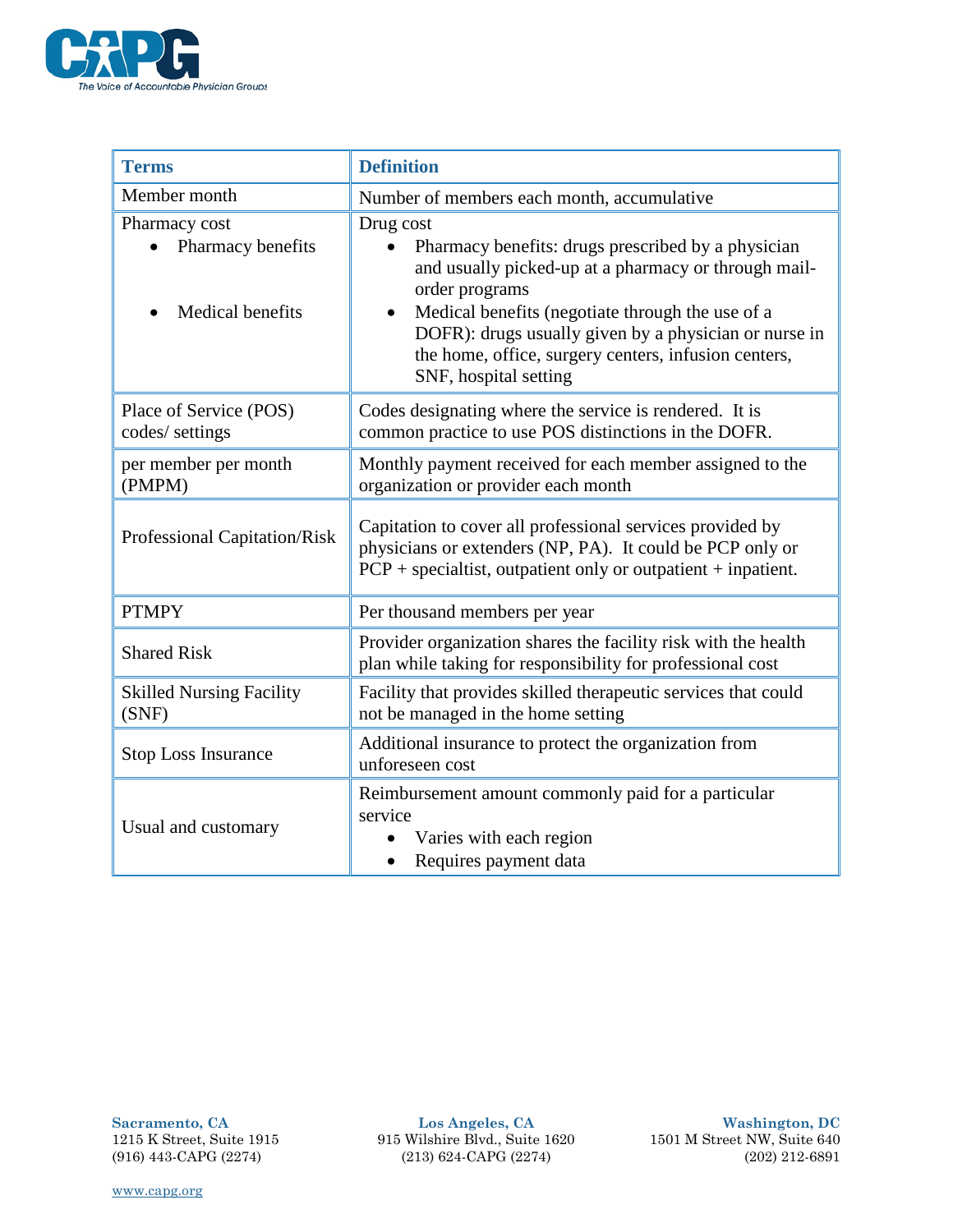| Terms | Definition |
|---|---|
| Member month | Number of members each month, accumulative |
| Pharmacy cost<br>• Pharmacy benefits<br>• Medical benefits | Drug cost<br>• Pharmacy benefits: drugs prescribed by a physician and usually picked-up at a pharmacy or through mail-order programs<br>• Medical benefits (negotiate through the use of a DOFR): drugs usually given by a physician or nurse in the home, office, surgery centers, infusion centers, SNF, hospital setting |
| Place of Service (POS) codes/ settings | Codes designating where the service is rendered. It is common practice to use POS distinctions in the DOFR. |
| per member per month (PMPM) | Monthly payment received for each member assigned to the organization or provider each month |
| Professional Capitation/Risk | Capitation to cover all professional services provided by physicians or extenders (NP, PA). It could be PCP only or PCP + specialtist, outpatient only or outpatient + inpatient. |
| PTMPY | Per thousand members per year |
| Shared Risk | Provider organization shares the facility risk with the health plan while taking for responsibility for professional cost |
| Skilled Nursing Facility (SNF) | Facility that provides skilled therapeutic services that could not be managed in the home setting |
| Stop Loss Insurance | Additional insurance to protect the organization from unforeseen cost |
| Usual and customary | Reimbursement amount commonly paid for a particular service<br>• Varies with each region<br>• Requires payment data |